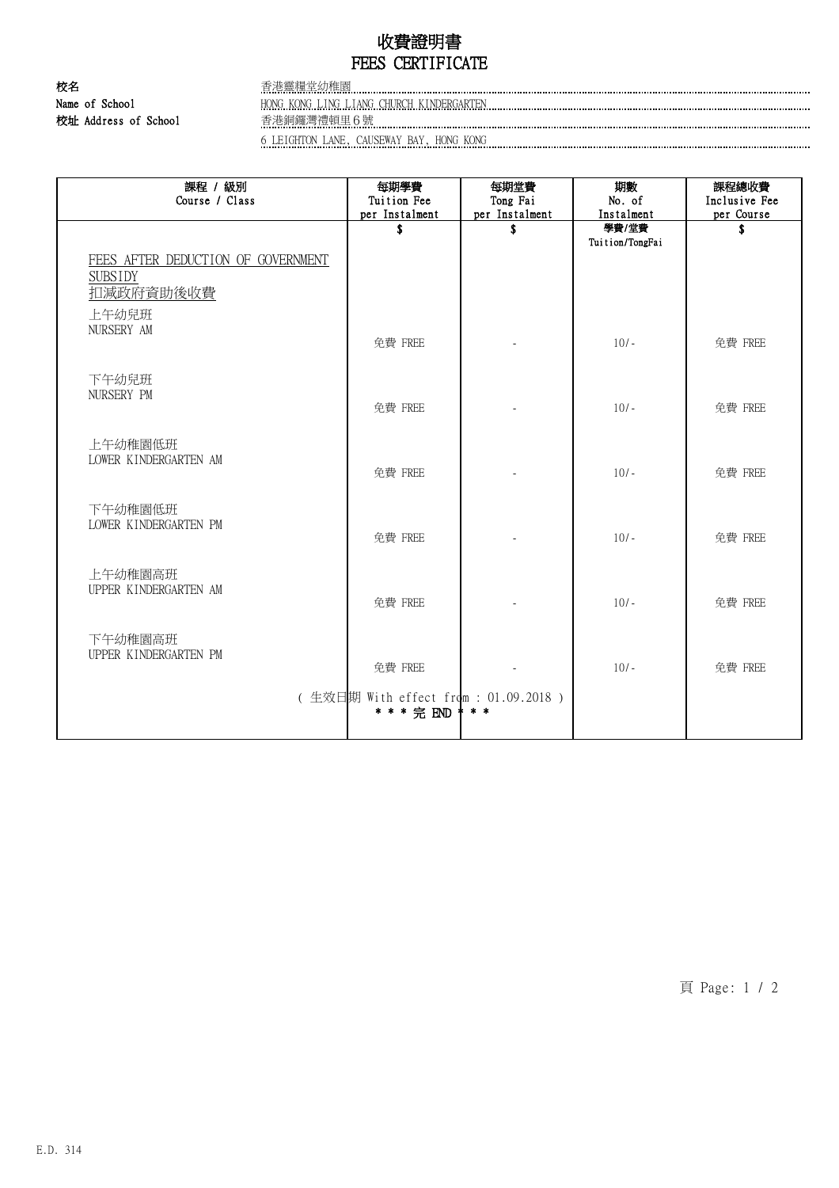# 收費證明書
# FEES CERTIFICATE

**校名**
**Name of School**　香港靈糧堂幼稚園
HONG KONG LING LIANG CHURCH KINDERGARTEN

**校址 Address of School**　香港銅鑼灣禮頓里6號
6 LEIGHTON LANE, CAUSEWAY BAY, HONG KONG

| 課程 / 級別<br>Course / Class | 每期學費<br>Tuition Fee<br>per Instalment | 每期堂費<br>Tong Fai<br>per Instalment | 期數<br>No. of<br>Instalment | 課程總收費<br>Inclusive Fee<br>per Course |
|---|---|---|---|---|
| | $ | $ | 學費/堂費<br>Tuition/TongFai | $ |
| FEES AFTER DEDUCTION OF GOVERNMENT SUBSIDY<br>扣減政府資助後收費 | | | | |
| 上午幼兒班<br>NURSERY AM | 免費 FREE | - | 10/- | 免費 FREE |
| 下午幼兒班<br>NURSERY PM | 免費 FREE | - | 10/- | 免費 FREE |
| 上午幼稚園低班<br>LOWER KINDERGARTEN AM | 免費 FREE | - | 10/- | 免費 FREE |
| 下午幼稚園低班<br>LOWER KINDERGARTEN PM | 免費 FREE | - | 10/- | 免費 FREE |
| 上午幼稚園高班<br>UPPER KINDERGARTEN AM | 免費 FREE | - | 10/- | 免費 FREE |
| 下午幼稚園高班<br>UPPER KINDERGARTEN PM | 免費 FREE | - | 10/- | 免費 FREE |

( 生效日期 With effect from : 01.09.2018 )
* * * 完 END * * *

E.D. 314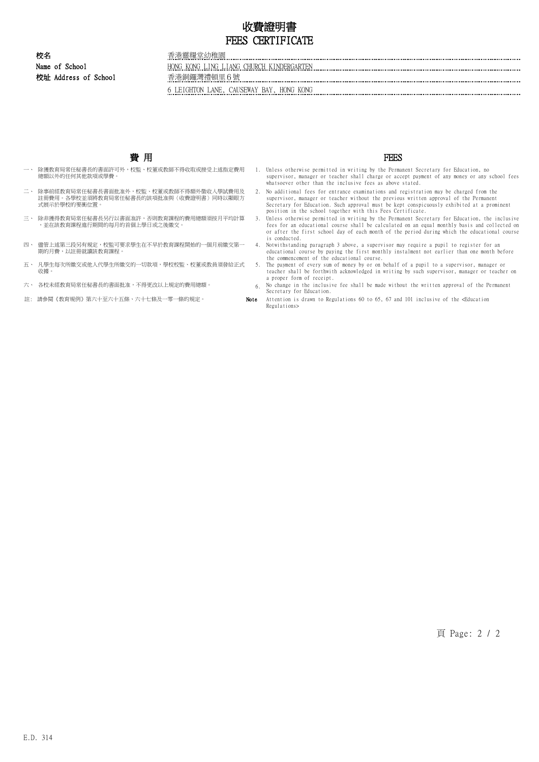# 收費證明書
# FEES CERTIFICATE

| | |
|---|---|
| **校名** | 香港靈糧堂幼稚園 |
| **Name of School** | HONG KONG LING LIANG CHURCH KINDERGARTEN |
| **校址 Address of School** | 香港銅鑼灣禮頓里6號 |
| | 6 LEIGHTON LANE, CAUSEWAY BAY, HONG KONG |

## 費用

一、 除獲教育局常任秘書長的書面許可外，校監、校董或教師不得收取或接受上述指定費用總額以外的任何其他款項或學費。

二、 除事前經教育局常任秘書長書面批准外，校監、校董或教師不得額外徵收入學試費用及註冊費用。各學校並須將教育局常任秘書長的該項批准與〈收費證明書〉同時以顯眼方式展示於學校的要衝位置。

三、 除非獲得教育局常任秘書長另行以書面准許，否則教育課程的費用總額須按月平均計算，並在該教育課程進行期間的每月的首個上學日或之後繳交。

四、 儘管上述第三段另有規定，校監可要求學生在不早於教育課程開始的一個月前繳交第一期的月費，以註冊就讀該教育課程。

五、 凡學生每次所繳交或他人代學生所繳交的一切款項，學校校監、校董或教員須發給正式收據。

六、 各校未經教育局常任秘書長的書面批准，不得更改以上規定的費用總額。

註： 請參閱《教育規例》第六十至六十五條、六十七條及一零一條的規定。

## FEES

1. Unless otherwise permitted in writing by the Permanent Secretary for Education, no supervisor, manager or teacher shall charge or accept payment of any money or any school fees whatsoever other than the inclusive fees as above stated.
2. No additional fees for entrance examinations and registration may be charged from the supervisor, manager or teacher without the previous written approval of the Permanent Secretary for Education. Such approval must be kept conspicuously exhibited at a prominent position in the school together with this Fees Certificate.
3. Unless otherwise permitted in writing by the Permanent Secretary for Education, the inclusive fees for an educational course shall be calculated on an equal monthly basis and collected on or after the first school day of each month of the period during which the educational course is conducted.
4. Notwithstanding paragraph 3 above, a supervisor may require a pupil to register for an educational course by paying the first monthly instalment not earlier than one month before the commencement of the educational course.
5. The payment of every sum of money by or on behalf of a pupil to a supervisor, manager or teacher shall be forthwith acknowledged in writing by such supervisor, manager or teacher on a proper form of receipt.
6. No change in the inclusive fee shall be made without the written approval of the Permanent Secretary for Education.

**Note** Attention is drawn to Regulations 60 to 65, 67 and 101 inclusive of the <Education Regulations>

E.D. 314